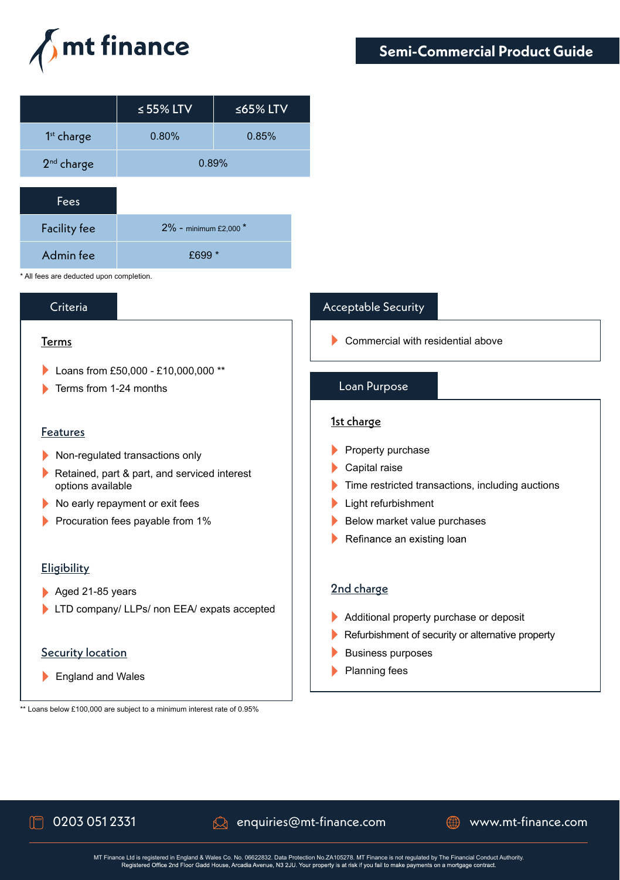mt finance

# Semi-Commercial Product Guide

| | ≤ 55% LTV | ≤65% LTV |
|---|---|---|
| 1st charge | 0.80% | 0.85% |
| 2nd charge | 0.89% | |

| Fees | |
|---|---|
| Facility fee | 2% - minimum £2,000 * |
| Admin fee | £699 * |

* All fees are deducted upon completion.

## Criteria

### Terms

- Loans from £50,000 - £10,000,000 **
- Terms from 1-24 months

### Features

- Non-regulated transactions only
- Retained, part & part, and serviced interest options available
- No early repayment or exit fees
- Procuration fees payable from 1%

### Eligibility

- Aged 21-85 years
- LTD company/ LLPs/ non EEA/ expats accepted

### Security location

- England and Wales

** Loans below £100,000 are subject to a minimum interest rate of 0.95%

## Acceptable Security

- Commercial with residential above

## Loan Purpose

### 1st charge

- Property purchase
- Capital raise
- Time restricted transactions, including auctions
- Light refurbishment
- Below market value purchases
- Refinance an existing loan

### 2nd charge

- Additional property purchase or deposit
- Refurbishment of security or alternative property
- Business purposes
- Planning fees

0203 051 2331 | enquiries@mt-finance.com | www.mt-finance.com

MT Finance Ltd is registered in England & Wales Co. No. 06622832. Data Protection No.ZA105278. MT Finance is not regulated by The Financial Conduct Authority. Registered Office 2nd Floor Gadd House, Arcadia Avenue, N3 2JU. Your property is at risk if you fail to make payments on a mortgage contract.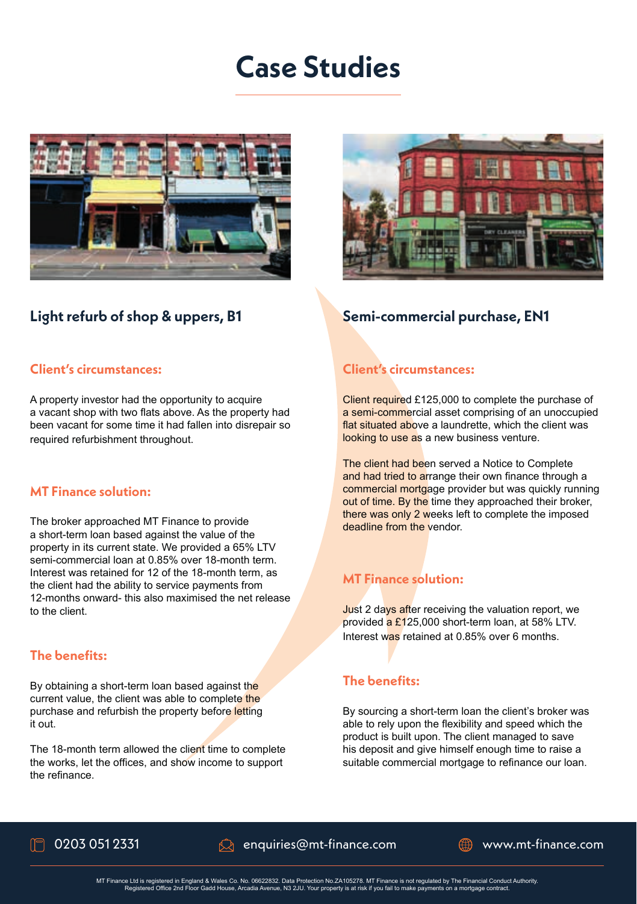# Case Studies

## Light refurb of shop & uppers, B1

### Client's circumstances:

A property investor had the opportunity to acquire a vacant shop with two flats above. As the property had been vacant for some time it had fallen into disrepair so required refurbishment throughout.

### MT Finance solution:

The broker approached MT Finance to provide a short-term loan based against the value of the property in its current state. We provided a 65% LTV semi-commercial loan at 0.85% over 18-month term. Interest was retained for 12 of the 18-month term, as the client had the ability to service payments from 12-months onward- this also maximised the net release to the client.

### The benefits:

By obtaining a short-term loan based against the current value, the client was able to complete the purchase and refurbish the property before letting it out.

The 18-month term allowed the client time to complete the works, let the offices, and show income to support the refinance.

## Semi-commercial purchase, EN1

### Client's circumstances:

Client required £125,000 to complete the purchase of a semi-commercial asset comprising of an unoccupied flat situated above a laundrette, which the client was looking to use as a new business venture.

The client had been served a Notice to Complete and had tried to arrange their own finance through a commercial mortgage provider but was quickly running out of time. By the time they approached their broker, there was only 2 weeks left to complete the imposed deadline from the vendor.

### MT Finance solution:

Just 2 days after receiving the valuation report, we provided a £125,000 short-term loan, at 58% LTV. Interest was retained at 0.85% over 6 months.

### The benefits:

By sourcing a short-term loan the client's broker was able to rely upon the flexibility and speed which the product is built upon. The client managed to save his deposit and give himself enough time to raise a suitable commercial mortgage to refinance our loan.

0203 051 2331 | enquiries@mt-finance.com | www.mt-finance.com

MT Finance Ltd is registered in England & Wales Co. No. 06622832. Data Protection No.ZA105278. MT Finance is not regulated by The Financial Conduct Authority. Registered Office 2nd Floor Gadd House, Arcadia Avenue, N3 2JU. Your property is at risk if you fail to make payments on a mortgage contract.